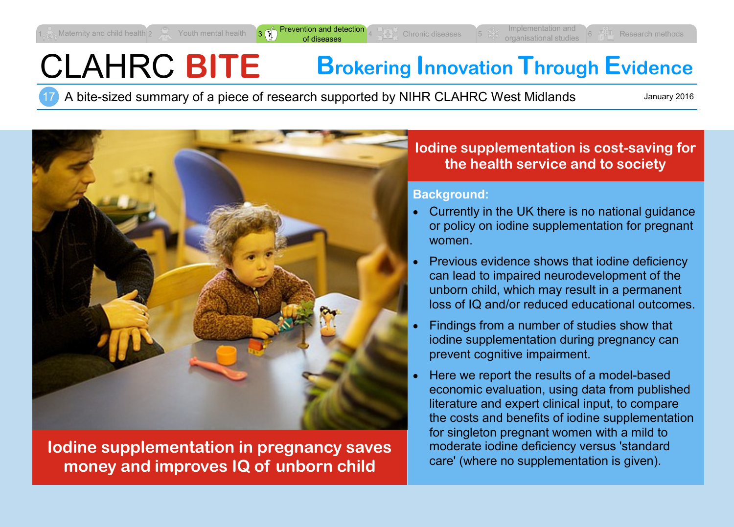1 Maternity and child health 2 Youth mental health 3 Prevention and detection of diseases 4 Chronic diseases 5 Implementation and organisational studies 6 Research methods

# CLAHRC BITE

## Brokering Innovation Through Evidence

17 A bite-sized summary of a piece of research supported by NIHR CLAHRC West Midlands

January 2016

**Iodine supplementation in pregnancy saves money and improves IQ of unborn child**

## Iodine supplementation is cost-saving for the health service and to society

### Background:

- Currently in the UK there is no national guidance or policy on iodine supplementation for pregnant women.
- Previous evidence shows that iodine deficiency can lead to impaired neurodevelopment of the unborn child, which may result in a permanent loss of IQ and/or reduced educational outcomes.
- Findings from a number of studies show that iodine supplementation during pregnancy can prevent cognitive impairment.
- Here we report the results of a model-based economic evaluation, using data from published literature and expert clinical input, to compare the costs and benefits of iodine supplementation for singleton pregnant women with a mild to moderate iodine deficiency versus 'standard care' (where no supplementation is given).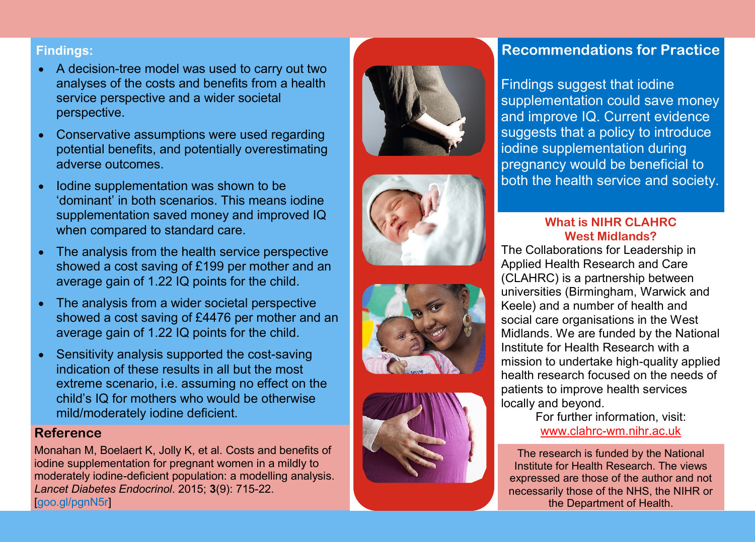## Findings:

- A decision-tree model was used to carry out two analyses of the costs and benefits from a health service perspective and a wider societal perspective.
- Conservative assumptions were used regarding potential benefits, and potentially overestimating adverse outcomes.
- Iodine supplementation was shown to be 'dominant' in both scenarios. This means iodine supplementation saved money and improved IQ when compared to standard care.
- The analysis from the health service perspective showed a cost saving of £199 per mother and an average gain of 1.22 IQ points for the child.
- The analysis from a wider societal perspective showed a cost saving of £4476 per mother and an average gain of 1.22 IQ points for the child.
- Sensitivity analysis supported the cost-saving indication of these results in all but the most extreme scenario, i.e. assuming no effect on the child's IQ for mothers who would be otherwise mild/moderately iodine deficient.

## Reference

Monahan M, Boelaert K, Jolly K, et al. Costs and benefits of iodine supplementation for pregnant women in a mildly to moderately iodine-deficient population: a modelling analysis. *Lancet Diabetes Endocrinol*. 2015; **3**(9): 715-22. [goo.gl/pgnN5r]

## Recommendations for Practice

Findings suggest that iodine supplementation could save money and improve IQ. Current evidence suggests that a policy to introduce iodine supplementation during pregnancy would be beneficial to both the health service and society.

### What is NIHR CLAHRC West Midlands?

The Collaborations for Leadership in Applied Health Research and Care (CLAHRC) is a partnership between universities (Birmingham, Warwick and Keele) and a number of health and social care organisations in the West Midlands. We are funded by the National Institute for Health Research with a mission to undertake high-quality applied health research focused on the needs of patients to improve health services locally and beyond.

For further information, visit: www.clahrc-wm.nihr.ac.uk

The research is funded by the National Institute for Health Research. The views expressed are those of the author and not necessarily those of the NHS, the NIHR or the Department of Health.